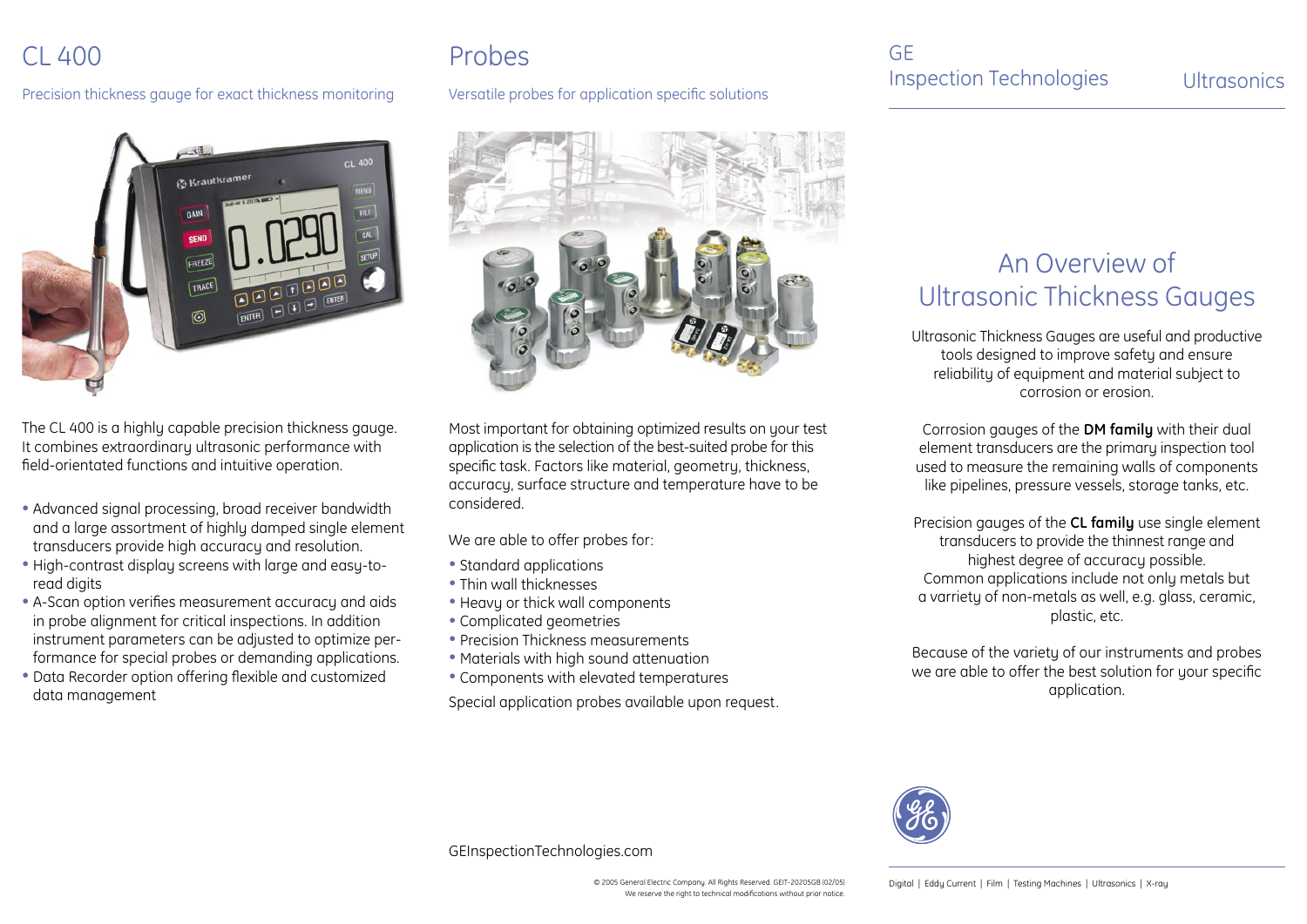# CL 400

Precision thickness gauge for exact thickness monitoring

The CL 400 is a highly capable precision thickness gauge. It combines extraordinary ultrasonic performance with field-orientated functions and intuitive operation.

- Advanced signal processing, broad receiver bandwidth and a large assortment of highly damped single element transducers provide high accuracy and resolution.
- High-contrast display screens with large and easy-to-read digits
- A-Scan option verifies measurement accuracy and aids in probe alignment for critical inspections. In addition instrument parameters can be adjusted to optimize performance for special probes or demanding applications.
- Data Recorder option offering flexible and customized data management

# Probes

Versatile probes for application specific solutions

Most important for obtaining optimized results on your test application is the selection of the best-suited probe for this specific task. Factors like material, geometry, thickness, accuracy, surface structure and temperature have to be considered.

We are able to offer probes for:

- Standard applications
- Thin wall thicknesses
- Heavy or thick wall components
- Complicated geometries
- Precision Thickness measurements
- Materials with high sound attenuation
- Components with elevated temperatures

Special application probes available upon request.

GEInspectionTechnologies.com

© 2005 General Electric Company. All Rights Reserved. GEIT-20205GB (02/05)
We reserve the right to technical modifications without prior notice.

GE
Inspection Technologies

Ultrasonics

# An Overview of Ultrasonic Thickness Gauges

Ultrasonic Thickness Gauges are useful and productive tools designed to improve safety and ensure reliability of equipment and material subject to corrosion or erosion.

Corrosion gauges of the **DM family** with their dual element transducers are the primary inspection tool used to measure the remaining walls of components like pipelines, pressure vessels, storage tanks, etc.

Precision gauges of the **CL family** use single element transducers to provide the thinnest range and highest degree of accuracy possible. Common applications include not only metals but a varriety of non-metals as well, e.g. glass, ceramic, plastic, etc.

Because of the variety of our instruments and probes we are able to offer the best solution for your specific application.

Digital | Eddy Current | Film | Testing Machines | Ultrasonics | X-ray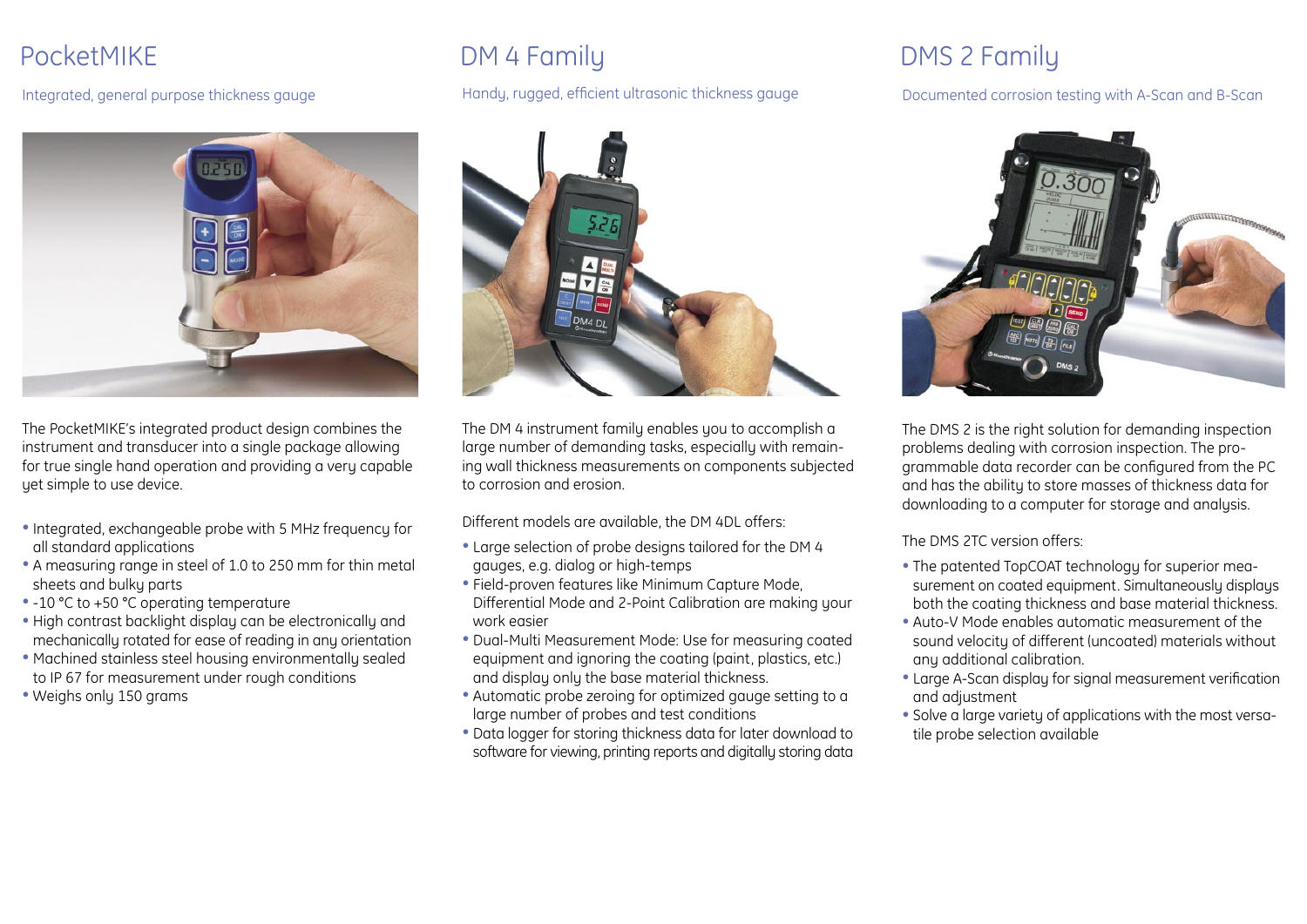## PocketMIKE

Integrated, general purpose thickness gauge

The PocketMIKE's integrated product design combines the instrument and transducer into a single package allowing for true single hand operation and providing a very capable yet simple to use device.

- Integrated, exchangeable probe with 5 MHz frequency for all standard applications
- A measuring range in steel of 1.0 to 250 mm for thin metal sheets and bulky parts
- -10 °C to +50 °C operating temperature
- High contrast backlight display can be electronically and mechanically rotated for ease of reading in any orientation
- Machined stainless steel housing environmentally sealed to IP 67 for measurement under rough conditions
- Weighs only 150 grams

## DM 4 Family

Handy, rugged, efficient ultrasonic thickness gauge

The DM 4 instrument family enables you to accomplish a large number of demanding tasks, especially with remaining wall thickness measurements on components subjected to corrosion and erosion.

Different models are available, the DM 4DL offers:

- Large selection of probe designs tailored for the DM 4 gauges, e.g. dialog or high-temps
- Field-proven features like Minimum Capture Mode, Differential Mode and 2-Point Calibration are making your work easier
- Dual-Multi Measurement Mode: Use for measuring coated equipment and ignoring the coating (paint, plastics, etc.) and display only the base material thickness.
- Automatic probe zeroing for optimized gauge setting to a large number of probes and test conditions
- Data logger for storing thickness data for later download to software for viewing, printing reports and digitally storing data

## DMS 2 Family

Documented corrosion testing with A-Scan and B-Scan

The DMS 2 is the right solution for demanding inspection problems dealing with corrosion inspection. The programmable data recorder can be configured from the PC and has the ability to store masses of thickness data for downloading to a computer for storage and analysis.

The DMS 2TC version offers:

- The patented TopCOAT technology for superior measurement on coated equipment. Simultaneously displays both the coating thickness and base material thickness.
- Auto-V Mode enables automatic measurement of the sound velocity of different (uncoated) materials without any additional calibration.
- Large A-Scan display for signal measurement verification and adjustment
- Solve a large variety of applications with the most versatile probe selection available